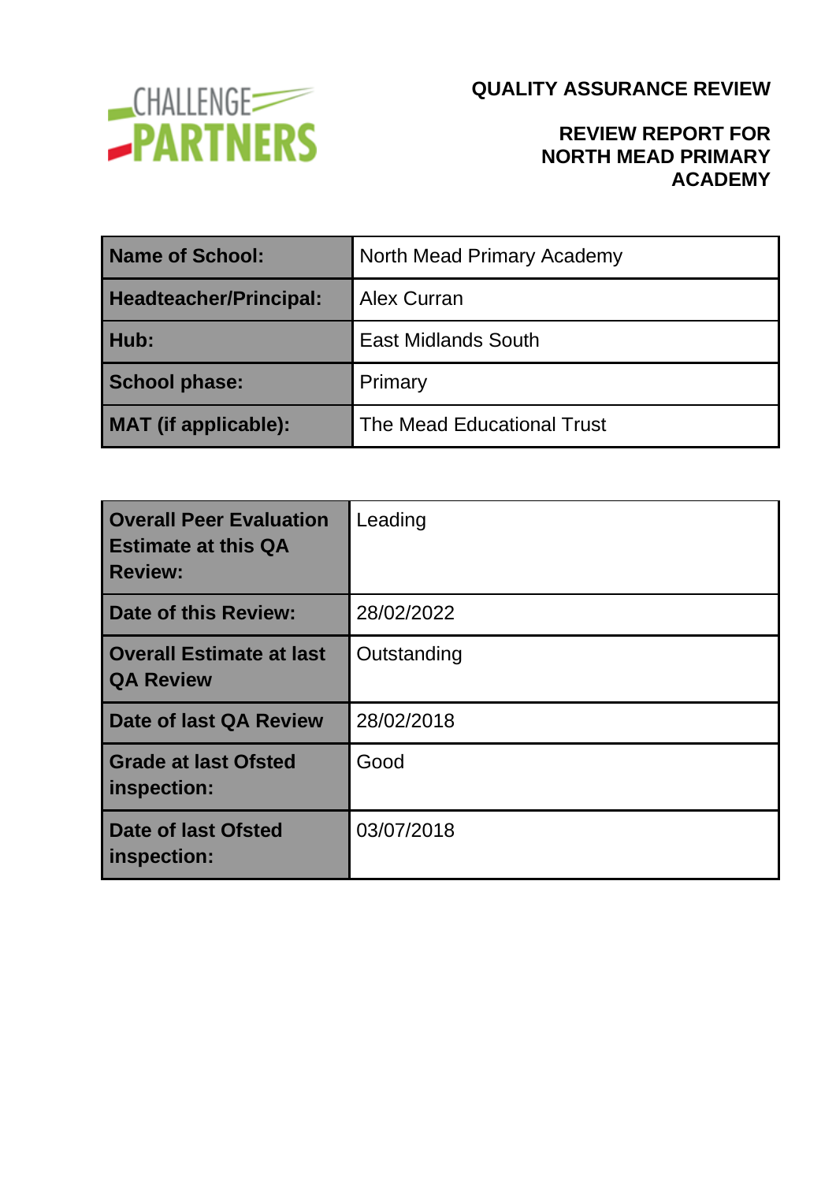CHALLENGE PARTNERS

# QUALITY ASSURANCE REVIEW

## REVIEW REPORT FOR NORTH MEAD PRIMARY ACADEMY

| | |
|---|---|
| **Name of School:** | North Mead Primary Academy |
| **Headteacher/Principal:** | Alex Curran |
| **Hub:** | East Midlands South |
| **School phase:** | Primary |
| **MAT (if applicable):** | The Mead Educational Trust |

| | |
|---|---|
| **Overall Peer Evaluation Estimate at this QA Review:** | Leading |
| **Date of this Review:** | 28/02/2022 |
| **Overall Estimate at last QA Review** | Outstanding |
| **Date of last QA Review** | 28/02/2018 |
| **Grade at last Ofsted inspection:** | Good |
| **Date of last Ofsted inspection:** | 03/07/2018 |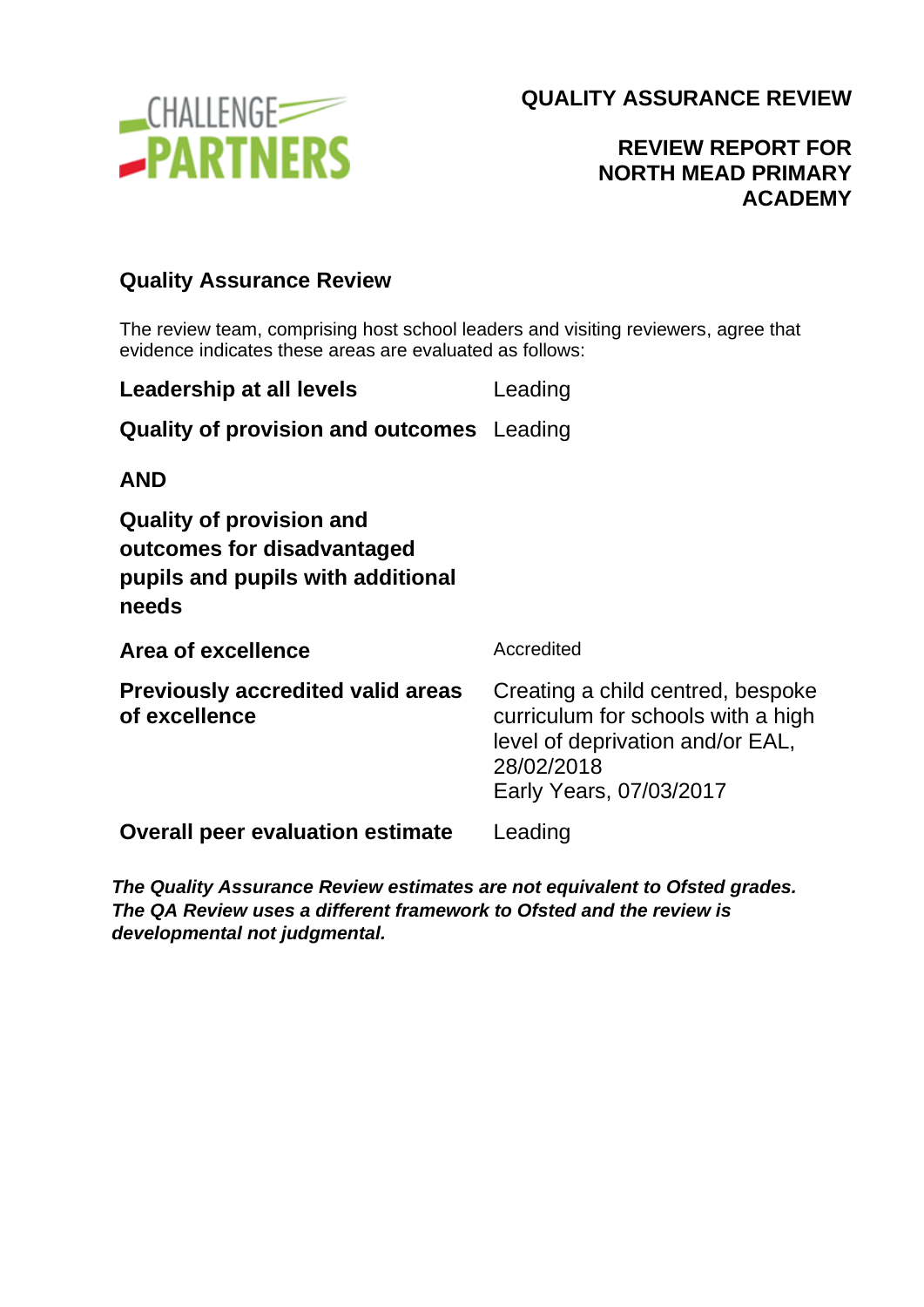**QUALITY ASSURANCE REVIEW**

**REVIEW REPORT FOR NORTH MEAD PRIMARY ACADEMY**

## Quality Assurance Review

The review team, comprising host school leaders and visiting reviewers, agree that evidence indicates these areas are evaluated as follows:

| | |
|---|---|
| **Leadership at all levels** | Leading |
| **Quality of provision and outcomes** | Leading |
| **AND** | |
| **Quality of provision and outcomes for disadvantaged pupils and pupils with additional needs** | |
| **Area of excellence** | Accredited |
| **Previously accredited valid areas of excellence** | Creating a child centred, bespoke curriculum for schools with a high level of deprivation and/or EAL, 28/02/2018<br>Early Years, 07/03/2017 |
| **Overall peer evaluation estimate** | Leading |

***The Quality Assurance Review estimates are not equivalent to Ofsted grades. The QA Review uses a different framework to Ofsted and the review is developmental not judgmental.***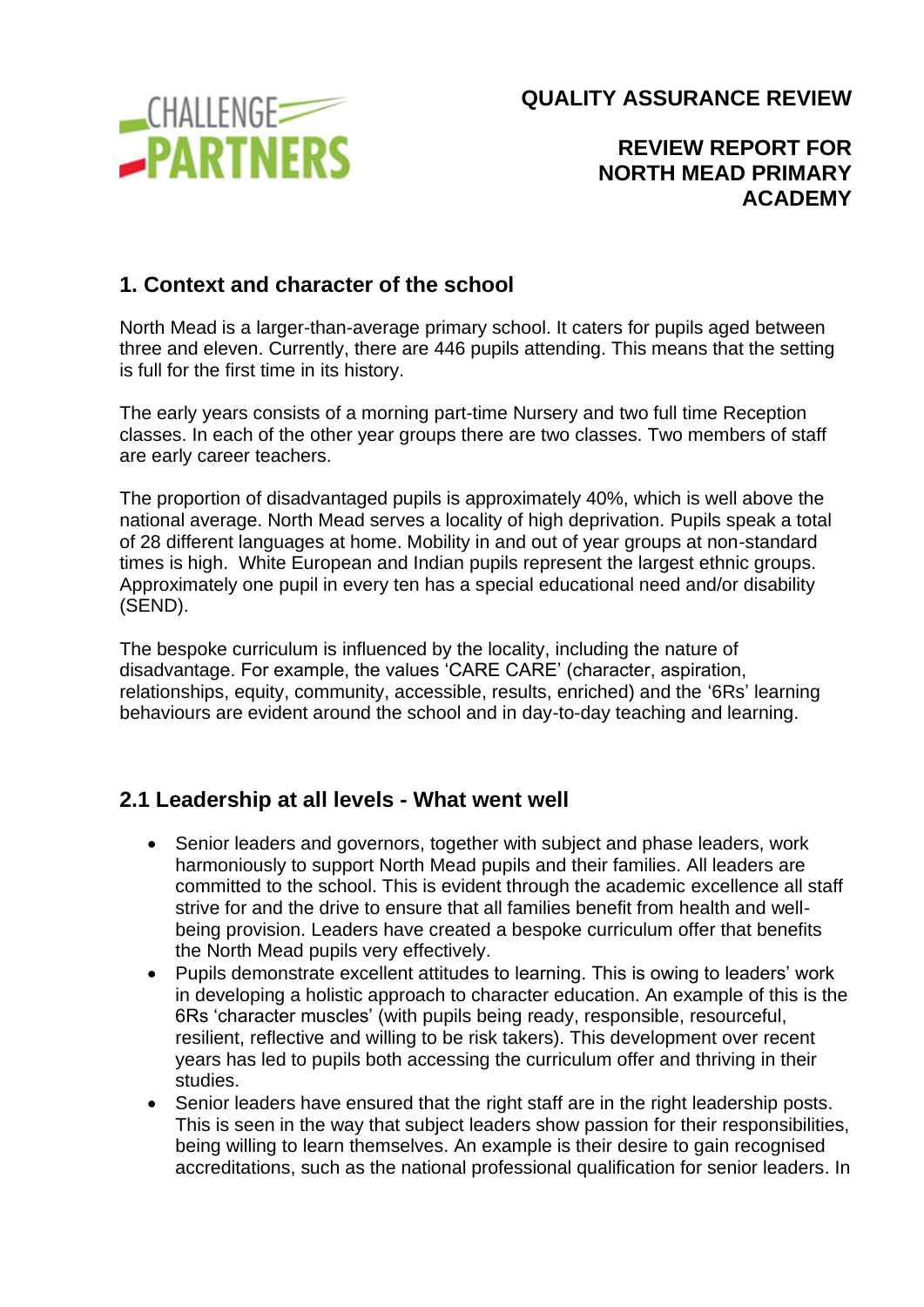**QUALITY ASSURANCE REVIEW**

**REVIEW REPORT FOR NORTH MEAD PRIMARY ACADEMY**

## 1. Context and character of the school

North Mead is a larger-than-average primary school. It caters for pupils aged between three and eleven. Currently, there are 446 pupils attending. This means that the setting is full for the first time in its history.

The early years consists of a morning part-time Nursery and two full time Reception classes. In each of the other year groups there are two classes. Two members of staff are early career teachers.

The proportion of disadvantaged pupils is approximately 40%, which is well above the national average. North Mead serves a locality of high deprivation. Pupils speak a total of 28 different languages at home. Mobility in and out of year groups at non-standard times is high. White European and Indian pupils represent the largest ethnic groups. Approximately one pupil in every ten has a special educational need and/or disability (SEND).

The bespoke curriculum is influenced by the locality, including the nature of disadvantage. For example, the values 'CARE CARE' (character, aspiration, relationships, equity, community, accessible, results, enriched) and the '6Rs' learning behaviours are evident around the school and in day-to-day teaching and learning.

## 2.1 Leadership at all levels - What went well

- Senior leaders and governors, together with subject and phase leaders, work harmoniously to support North Mead pupils and their families. All leaders are committed to the school. This is evident through the academic excellence all staff strive for and the drive to ensure that all families benefit from health and well-being provision. Leaders have created a bespoke curriculum offer that benefits the North Mead pupils very effectively.
- Pupils demonstrate excellent attitudes to learning. This is owing to leaders' work in developing a holistic approach to character education. An example of this is the 6Rs 'character muscles' (with pupils being ready, responsible, resourceful, resilient, reflective and willing to be risk takers). This development over recent years has led to pupils both accessing the curriculum offer and thriving in their studies.
- Senior leaders have ensured that the right staff are in the right leadership posts. This is seen in the way that subject leaders show passion for their responsibilities, being willing to learn themselves. An example is their desire to gain recognised accreditations, such as the national professional qualification for senior leaders. In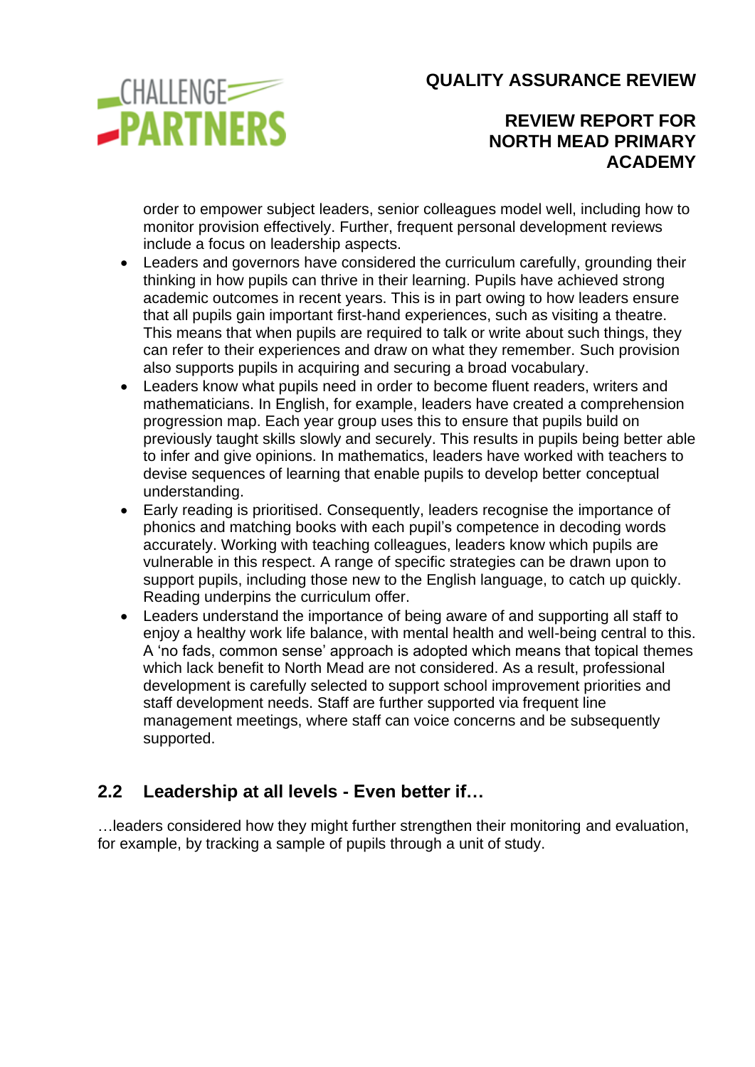order to empower subject leaders, senior colleagues model well, including how to monitor provision effectively. Further, frequent personal development reviews include a focus on leadership aspects.

- Leaders and governors have considered the curriculum carefully, grounding their thinking in how pupils can thrive in their learning. Pupils have achieved strong academic outcomes in recent years. This is in part owing to how leaders ensure that all pupils gain important first-hand experiences, such as visiting a theatre. This means that when pupils are required to talk or write about such things, they can refer to their experiences and draw on what they remember. Such provision also supports pupils in acquiring and securing a broad vocabulary.
- Leaders know what pupils need in order to become fluent readers, writers and mathematicians. In English, for example, leaders have created a comprehension progression map. Each year group uses this to ensure that pupils build on previously taught skills slowly and securely. This results in pupils being better able to infer and give opinions. In mathematics, leaders have worked with teachers to devise sequences of learning that enable pupils to develop better conceptual understanding.
- Early reading is prioritised. Consequently, leaders recognise the importance of phonics and matching books with each pupil's competence in decoding words accurately. Working with teaching colleagues, leaders know which pupils are vulnerable in this respect. A range of specific strategies can be drawn upon to support pupils, including those new to the English language, to catch up quickly. Reading underpins the curriculum offer.
- Leaders understand the importance of being aware of and supporting all staff to enjoy a healthy work life balance, with mental health and well-being central to this. A 'no fads, common sense' approach is adopted which means that topical themes which lack benefit to North Mead are not considered. As a result, professional development is carefully selected to support school improvement priorities and staff development needs. Staff are further supported via frequent line management meetings, where staff can voice concerns and be subsequently supported.

## 2.2 Leadership at all levels - Even better if…

…leaders considered how they might further strengthen their monitoring and evaluation, for example, by tracking a sample of pupils through a unit of study.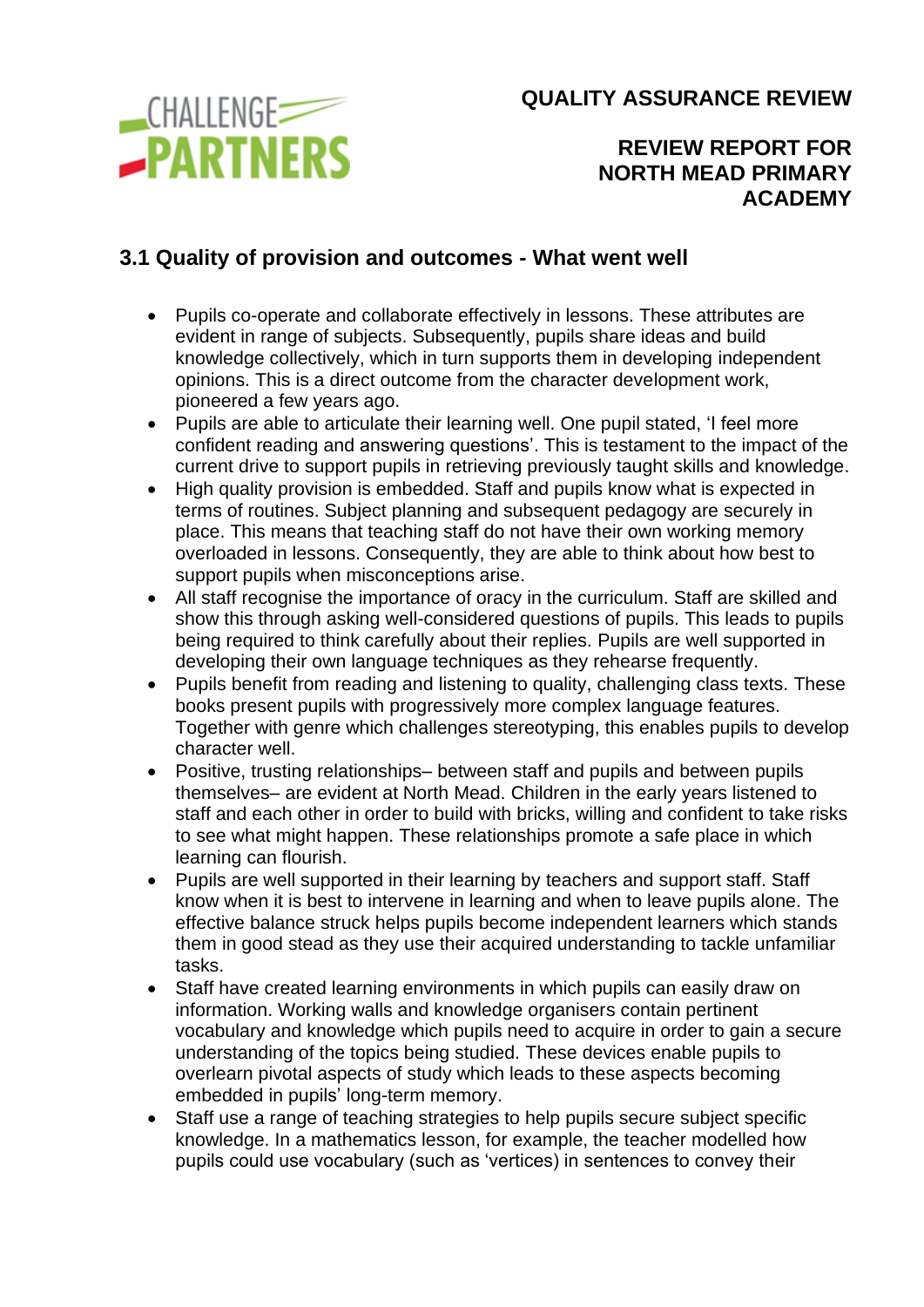## 3.1 Quality of provision and outcomes - What went well

- Pupils co-operate and collaborate effectively in lessons. These attributes are evident in range of subjects. Subsequently, pupils share ideas and build knowledge collectively, which in turn supports them in developing independent opinions. This is a direct outcome from the character development work, pioneered a few years ago.
- Pupils are able to articulate their learning well. One pupil stated, 'I feel more confident reading and answering questions'. This is testament to the impact of the current drive to support pupils in retrieving previously taught skills and knowledge.
- High quality provision is embedded. Staff and pupils know what is expected in terms of routines. Subject planning and subsequent pedagogy are securely in place. This means that teaching staff do not have their own working memory overloaded in lessons. Consequently, they are able to think about how best to support pupils when misconceptions arise.
- All staff recognise the importance of oracy in the curriculum. Staff are skilled and show this through asking well-considered questions of pupils. This leads to pupils being required to think carefully about their replies. Pupils are well supported in developing their own language techniques as they rehearse frequently.
- Pupils benefit from reading and listening to quality, challenging class texts. These books present pupils with progressively more complex language features. Together with genre which challenges stereotyping, this enables pupils to develop character well.
- Positive, trusting relationships– between staff and pupils and between pupils themselves– are evident at North Mead. Children in the early years listened to staff and each other in order to build with bricks, willing and confident to take risks to see what might happen. These relationships promote a safe place in which learning can flourish.
- Pupils are well supported in their learning by teachers and support staff. Staff know when it is best to intervene in learning and when to leave pupils alone. The effective balance struck helps pupils become independent learners which stands them in good stead as they use their acquired understanding to tackle unfamiliar tasks.
- Staff have created learning environments in which pupils can easily draw on information. Working walls and knowledge organisers contain pertinent vocabulary and knowledge which pupils need to acquire in order to gain a secure understanding of the topics being studied. These devices enable pupils to overlearn pivotal aspects of study which leads to these aspects becoming embedded in pupils' long-term memory.
- Staff use a range of teaching strategies to help pupils secure subject specific knowledge. In a mathematics lesson, for example, the teacher modelled how pupils could use vocabulary (such as 'vertices) in sentences to convey their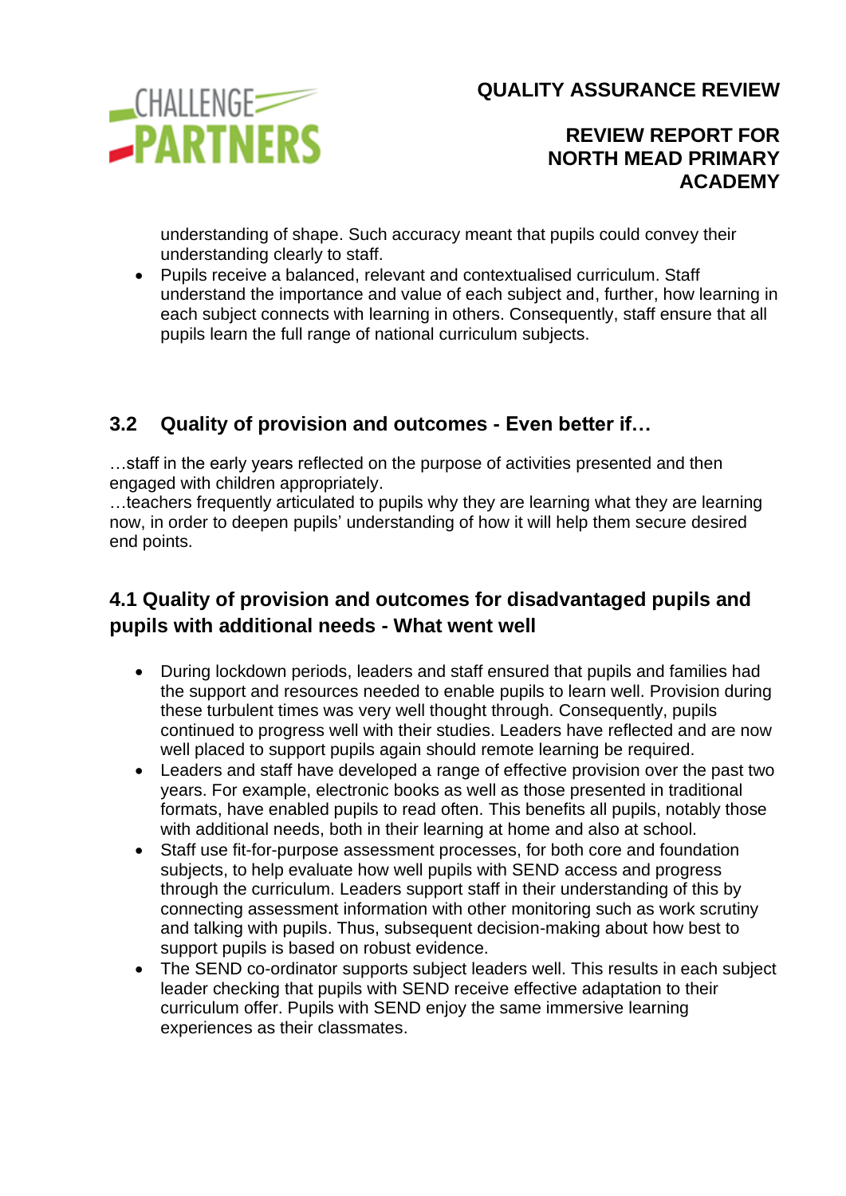understanding of shape. Such accuracy meant that pupils could convey their understanding clearly to staff.

- Pupils receive a balanced, relevant and contextualised curriculum. Staff understand the importance and value of each subject and, further, how learning in each subject connects with learning in others. Consequently, staff ensure that all pupils learn the full range of national curriculum subjects.

## 3.2 Quality of provision and outcomes - Even better if…

…staff in the early years reflected on the purpose of activities presented and then engaged with children appropriately.

…teachers frequently articulated to pupils why they are learning what they are learning now, in order to deepen pupils' understanding of how it will help them secure desired end points.

## 4.1 Quality of provision and outcomes for disadvantaged pupils and pupils with additional needs - What went well

- During lockdown periods, leaders and staff ensured that pupils and families had the support and resources needed to enable pupils to learn well. Provision during these turbulent times was very well thought through. Consequently, pupils continued to progress well with their studies. Leaders have reflected and are now well placed to support pupils again should remote learning be required.
- Leaders and staff have developed a range of effective provision over the past two years. For example, electronic books as well as those presented in traditional formats, have enabled pupils to read often. This benefits all pupils, notably those with additional needs, both in their learning at home and also at school.
- Staff use fit-for-purpose assessment processes, for both core and foundation subjects, to help evaluate how well pupils with SEND access and progress through the curriculum. Leaders support staff in their understanding of this by connecting assessment information with other monitoring such as work scrutiny and talking with pupils. Thus, subsequent decision-making about how best to support pupils is based on robust evidence.
- The SEND co-ordinator supports subject leaders well. This results in each subject leader checking that pupils with SEND receive effective adaptation to their curriculum offer. Pupils with SEND enjoy the same immersive learning experiences as their classmates.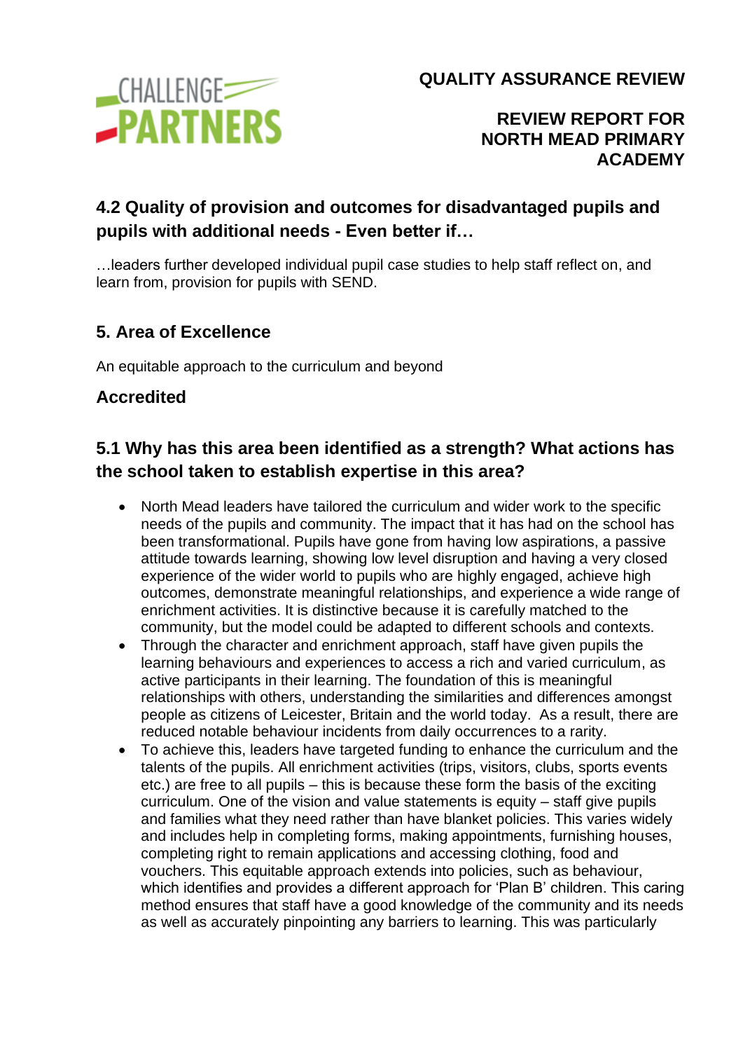## 4.2 Quality of provision and outcomes for disadvantaged pupils and pupils with additional needs - Even better if…

…leaders further developed individual pupil case studies to help staff reflect on, and learn from, provision for pupils with SEND.

## 5. Area of Excellence

An equitable approach to the curriculum and beyond

### Accredited

## 5.1 Why has this area been identified as a strength? What actions has the school taken to establish expertise in this area?

- North Mead leaders have tailored the curriculum and wider work to the specific needs of the pupils and community. The impact that it has had on the school has been transformational. Pupils have gone from having low aspirations, a passive attitude towards learning, showing low level disruption and having a very closed experience of the wider world to pupils who are highly engaged, achieve high outcomes, demonstrate meaningful relationships, and experience a wide range of enrichment activities. It is distinctive because it is carefully matched to the community, but the model could be adapted to different schools and contexts.
- Through the character and enrichment approach, staff have given pupils the learning behaviours and experiences to access a rich and varied curriculum, as active participants in their learning. The foundation of this is meaningful relationships with others, understanding the similarities and differences amongst people as citizens of Leicester, Britain and the world today. As a result, there are reduced notable behaviour incidents from daily occurrences to a rarity.
- To achieve this, leaders have targeted funding to enhance the curriculum and the talents of the pupils. All enrichment activities (trips, visitors, clubs, sports events etc.) are free to all pupils – this is because these form the basis of the exciting curriculum. One of the vision and value statements is equity – staff give pupils and families what they need rather than have blanket policies. This varies widely and includes help in completing forms, making appointments, furnishing houses, completing right to remain applications and accessing clothing, food and vouchers. This equitable approach extends into policies, such as behaviour, which identifies and provides a different approach for 'Plan B' children. This caring method ensures that staff have a good knowledge of the community and its needs as well as accurately pinpointing any barriers to learning. This was particularly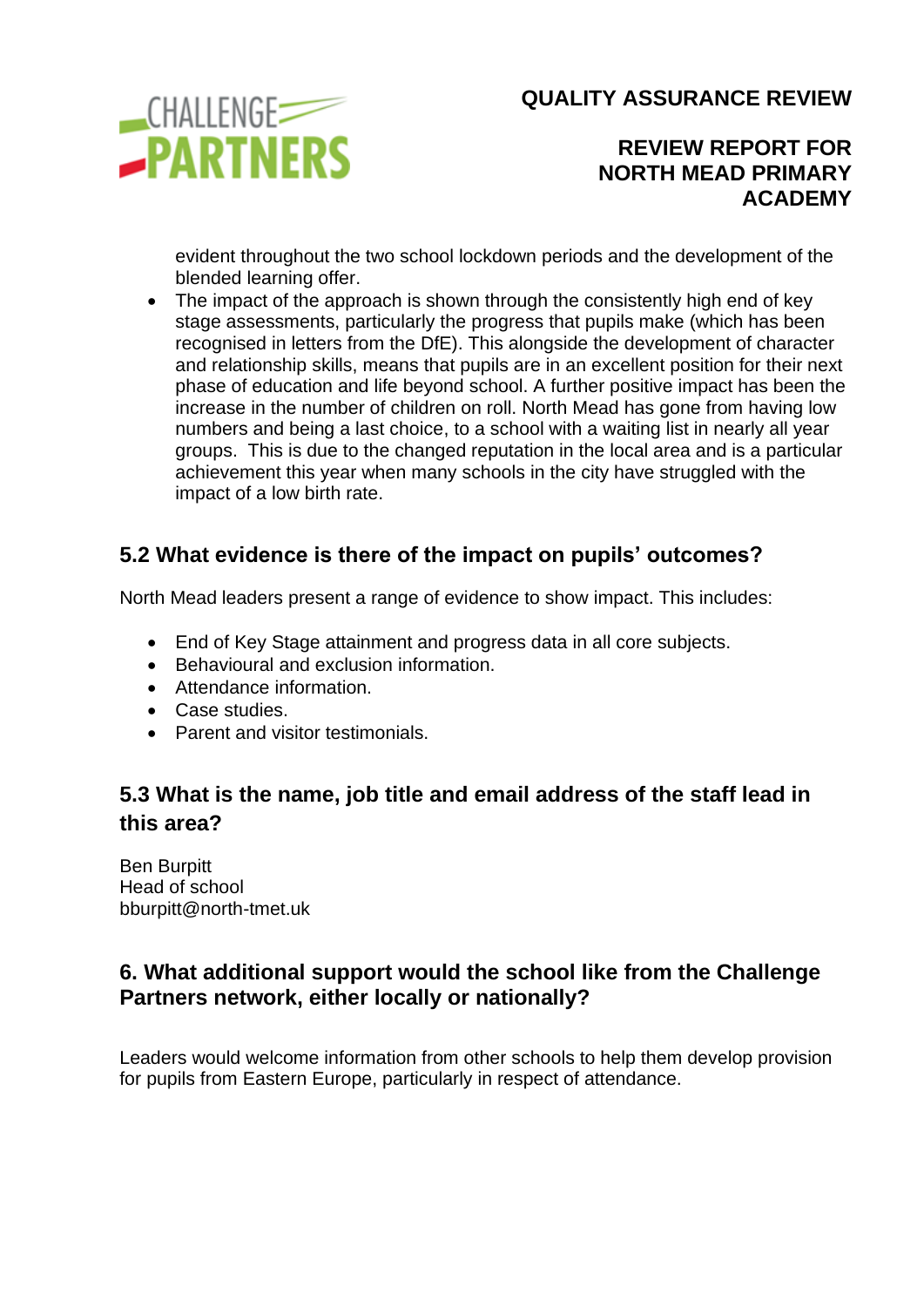evident throughout the two school lockdown periods and the development of the blended learning offer.

- The impact of the approach is shown through the consistently high end of key stage assessments, particularly the progress that pupils make (which has been recognised in letters from the DfE). This alongside the development of character and relationship skills, means that pupils are in an excellent position for their next phase of education and life beyond school. A further positive impact has been the increase in the number of children on roll. North Mead has gone from having low numbers and being a last choice, to a school with a waiting list in nearly all year groups. This is due to the changed reputation in the local area and is a particular achievement this year when many schools in the city have struggled with the impact of a low birth rate.

## 5.2 What evidence is there of the impact on pupils' outcomes?

North Mead leaders present a range of evidence to show impact. This includes:

- End of Key Stage attainment and progress data in all core subjects.
- Behavioural and exclusion information.
- Attendance information.
- Case studies.
- Parent and visitor testimonials.

## 5.3 What is the name, job title and email address of the staff lead in this area?

Ben Burpitt
Head of school
bburpitt@north-tmet.uk

## 6. What additional support would the school like from the Challenge Partners network, either locally or nationally?

Leaders would welcome information from other schools to help them develop provision for pupils from Eastern Europe, particularly in respect of attendance.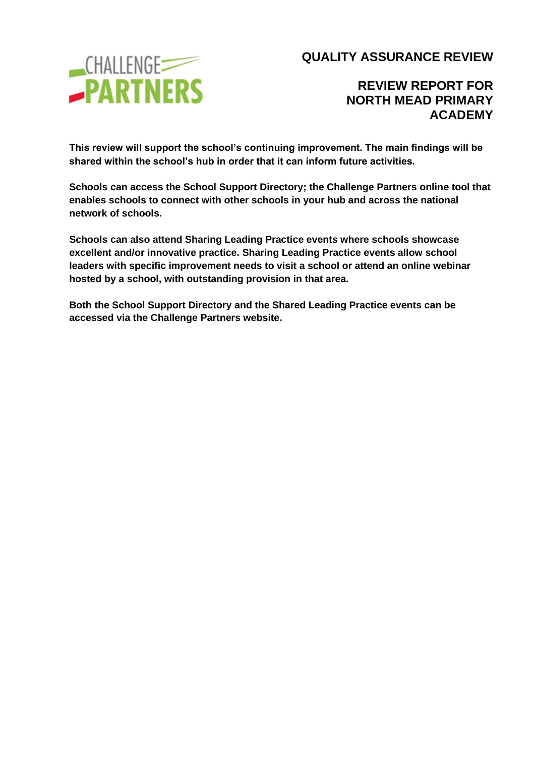CHALLENGE PARTNERS

# QUALITY ASSURANCE REVIEW

## REVIEW REPORT FOR NORTH MEAD PRIMARY ACADEMY

**This review will support the school's continuing improvement. The main findings will be shared within the school's hub in order that it can inform future activities.**

**Schools can access the School Support Directory; the Challenge Partners online tool that enables schools to connect with other schools in your hub and across the national network of schools.**

**Schools can also attend Sharing Leading Practice events where schools showcase excellent and/or innovative practice. Sharing Leading Practice events allow school leaders with specific improvement needs to visit a school or attend an online webinar hosted by a school, with outstanding provision in that area.**

**Both the School Support Directory and the Shared Leading Practice events can be accessed via the Challenge Partners website.**